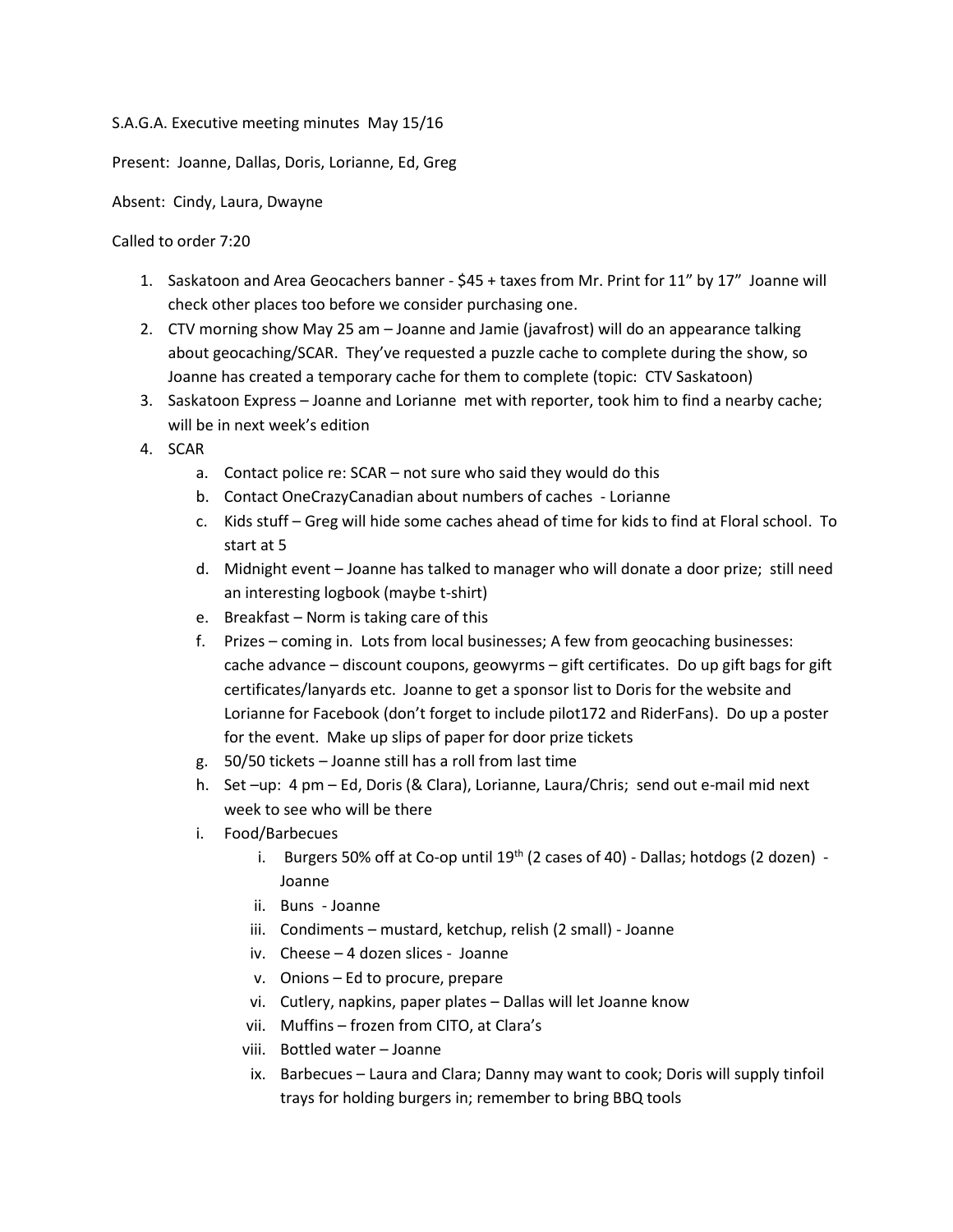S.A.G.A. Executive meeting minutes May 15/16

Present: Joanne, Dallas, Doris, Lorianne, Ed, Greg

Absent: Cindy, Laura, Dwayne

Called to order 7:20

1. Saskatoon and Area Geocachers banner - $45 + taxes from Mr. Print for 11" by 17" Joanne will check other places too before we consider purchasing one.
2. CTV morning show May 25 am – Joanne and Jamie (javafrost) will do an appearance talking about geocaching/SCAR. They've requested a puzzle cache to complete during the show, so Joanne has created a temporary cache for them to complete (topic: CTV Saskatoon)
3. Saskatoon Express – Joanne and Lorianne met with reporter, took him to find a nearby cache; will be in next week's edition
4. SCAR
   a. Contact police re: SCAR – not sure who said they would do this
   b. Contact OneCrazyCanadian about numbers of caches - Lorianne
   c. Kids stuff – Greg will hide some caches ahead of time for kids to find at Floral school. To start at 5
   d. Midnight event – Joanne has talked to manager who will donate a door prize; still need an interesting logbook (maybe t-shirt)
   e. Breakfast – Norm is taking care of this
   f. Prizes – coming in. Lots from local businesses; A few from geocaching businesses: cache advance – discount coupons, geowyrms – gift certificates. Do up gift bags for gift certificates/lanyards etc. Joanne to get a sponsor list to Doris for the website and Lorianne for Facebook (don't forget to include pilot172 and RiderFans). Do up a poster for the event. Make up slips of paper for door prize tickets
   g. 50/50 tickets – Joanne still has a roll from last time
   h. Set –up: 4 pm – Ed, Doris (& Clara), Lorianne, Laura/Chris; send out e-mail mid next week to see who will be there
   i. Food/Barbecues
      i. Burgers 50% off at Co-op until 19th (2 cases of 40) - Dallas; hotdogs (2 dozen) - Joanne
      ii. Buns - Joanne
      iii. Condiments – mustard, ketchup, relish (2 small) - Joanne
      iv. Cheese – 4 dozen slices - Joanne
      v. Onions – Ed to procure, prepare
      vi. Cutlery, napkins, paper plates – Dallas will let Joanne know
      vii. Muffins – frozen from CITO, at Clara's
      viii. Bottled water – Joanne
      ix. Barbecues – Laura and Clara; Danny may want to cook; Doris will supply tinfoil trays for holding burgers in; remember to bring BBQ tools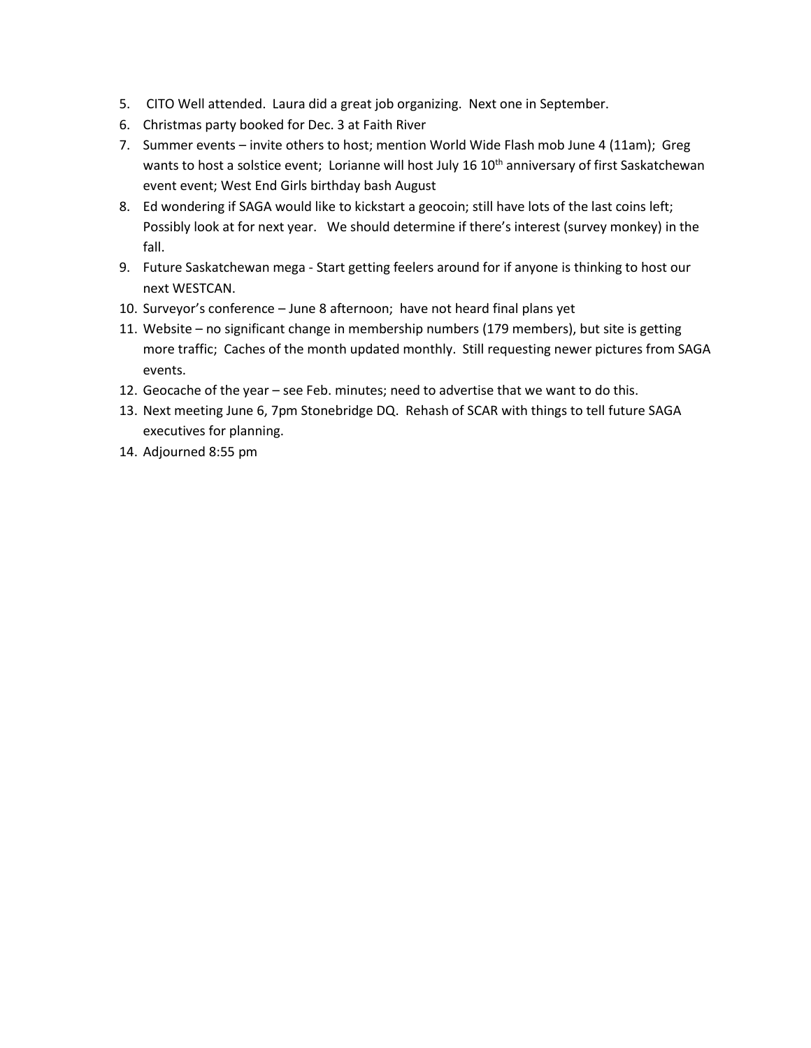5. CITO Well attended. Laura did a great job organizing. Next one in September.
6. Christmas party booked for Dec. 3 at Faith River
7. Summer events – invite others to host; mention World Wide Flash mob June 4 (11am); Greg wants to host a solstice event; Lorianne will host July 16 10th anniversary of first Saskatchewan event event; West End Girls birthday bash August
8. Ed wondering if SAGA would like to kickstart a geocoin; still have lots of the last coins left; Possibly look at for next year. We should determine if there's interest (survey monkey) in the fall.
9. Future Saskatchewan mega - Start getting feelers around for if anyone is thinking to host our next WESTCAN.
10. Surveyor's conference – June 8 afternoon; have not heard final plans yet
11. Website – no significant change in membership numbers (179 members), but site is getting more traffic; Caches of the month updated monthly. Still requesting newer pictures from SAGA events.
12. Geocache of the year – see Feb. minutes; need to advertise that we want to do this.
13. Next meeting June 6, 7pm Stonebridge DQ. Rehash of SCAR with things to tell future SAGA executives for planning.
14. Adjourned 8:55 pm